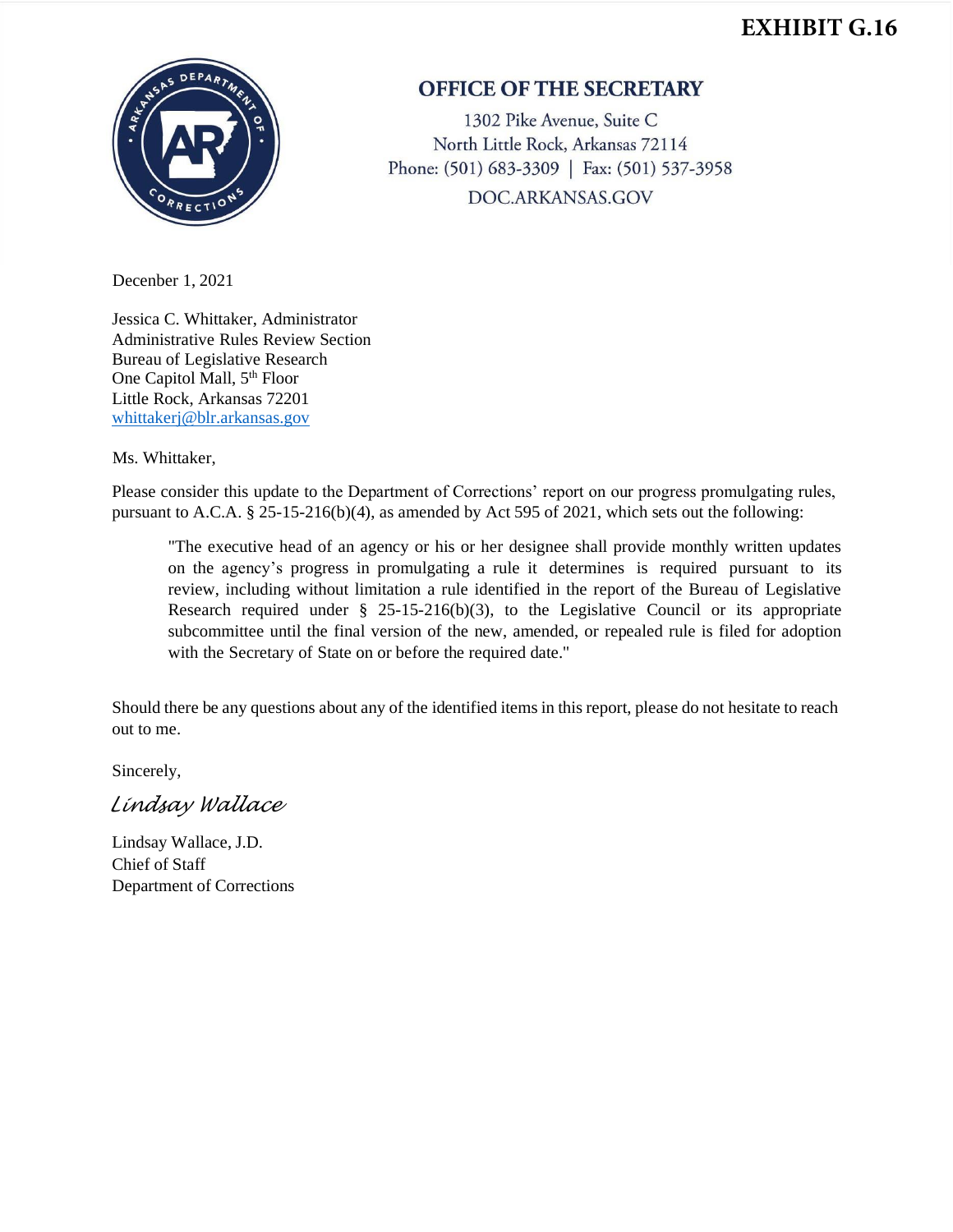**EXHIBIT G.16**

## OFFICE OF THE SECRETARY

1302 Pike Avenue, Suite C
North Little Rock, Arkansas 72114
Phone: (501) 683-3309 | Fax: (501) 537-3958
DOC.ARKANSAS.GOV

December 1, 2021

Jessica C. Whittaker, Administrator
Administrative Rules Review Section
Bureau of Legislative Research
One Capitol Mall, 5th Floor
Little Rock, Arkansas 72201
whittakerj@blr.arkansas.gov

Ms. Whittaker,

Please consider this update to the Department of Corrections' report on our progress promulgating rules, pursuant to A.C.A. § 25-15-216(b)(4), as amended by Act 595 of 2021, which sets out the following:

> "The executive head of an agency or his or her designee shall provide monthly written updates on the agency's progress in promulgating a rule it determines is required pursuant to its review, including without limitation a rule identified in the report of the Bureau of Legislative Research required under § 25-15-216(b)(3), to the Legislative Council or its appropriate subcommittee until the final version of the new, amended, or repealed rule is filed for adoption with the Secretary of State on or before the required date."

Should there be any questions about any of the identified items in this report, please do not hesitate to reach out to me.

Sincerely,

*Lindsay Wallace*

Lindsay Wallace, J.D.
Chief of Staff
Department of Corrections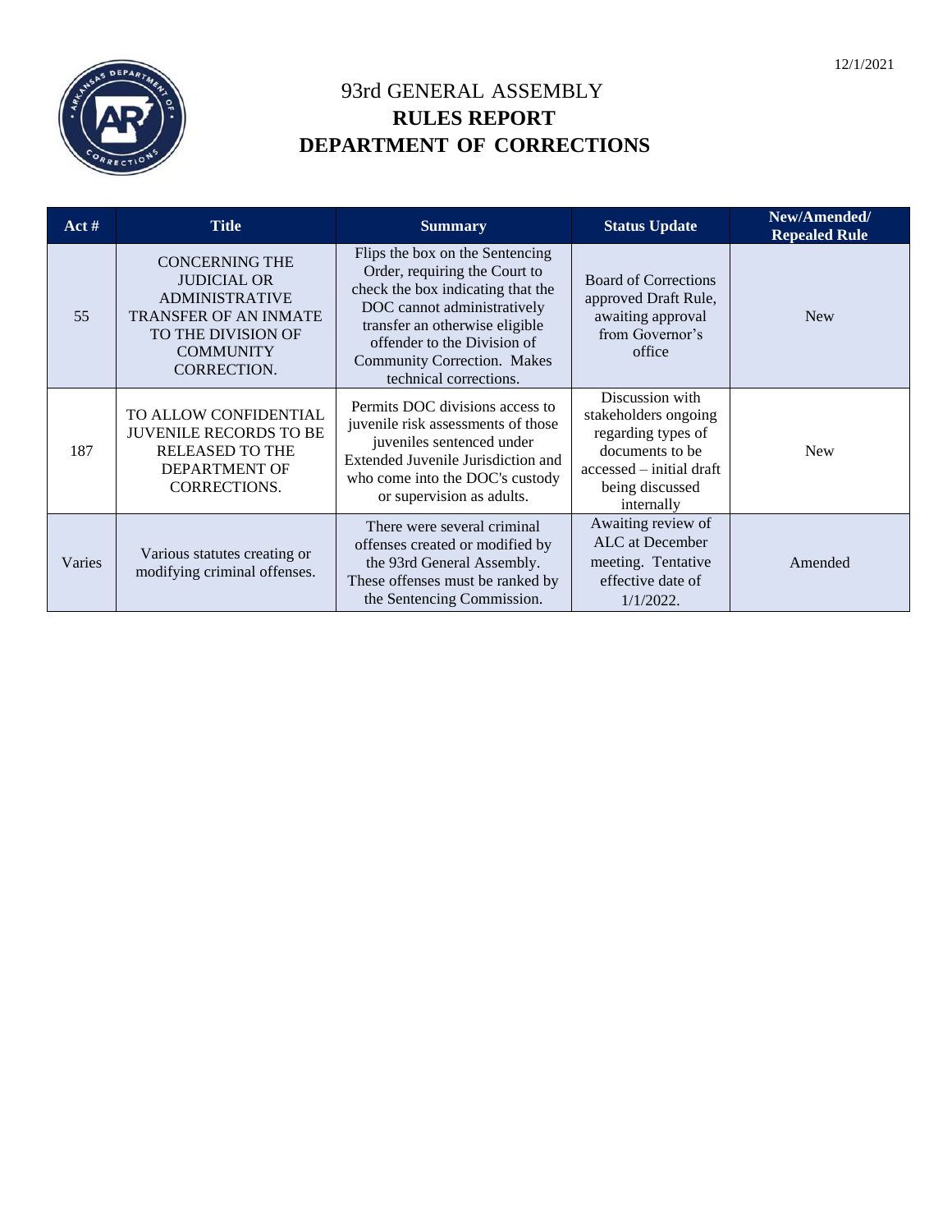# 93rd GENERAL ASSEMBLY
# RULES REPORT
# DEPARTMENT OF CORRECTIONS

12/1/2021

| Act # | Title | Summary | Status Update | New/Amended/ Repealed Rule |
|---|---|---|---|---|
| 55 | CONCERNING THE JUDICIAL OR ADMINISTRATIVE TRANSFER OF AN INMATE TO THE DIVISION OF COMMUNITY CORRECTION. | Flips the box on the Sentencing Order, requiring the Court to check the box indicating that the DOC cannot administratively transfer an otherwise eligible offender to the Division of Community Correction. Makes technical corrections. | Board of Corrections approved Draft Rule, awaiting approval from Governor's office | New |
| 187 | TO ALLOW CONFIDENTIAL JUVENILE RECORDS TO BE RELEASED TO THE DEPARTMENT OF CORRECTIONS. | Permits DOC divisions access to juvenile risk assessments of those juveniles sentenced under Extended Juvenile Jurisdiction and who come into the DOC's custody or supervision as adults. | Discussion with stakeholders ongoing regarding types of documents to be accessed – initial draft being discussed internally | New |
| Varies | Various statutes creating or modifying criminal offenses. | There were several criminal offenses created or modified by the 93rd General Assembly. These offenses must be ranked by the Sentencing Commission. | Awaiting review of ALC at December meeting. Tentative effective date of 1/1/2022. | Amended |